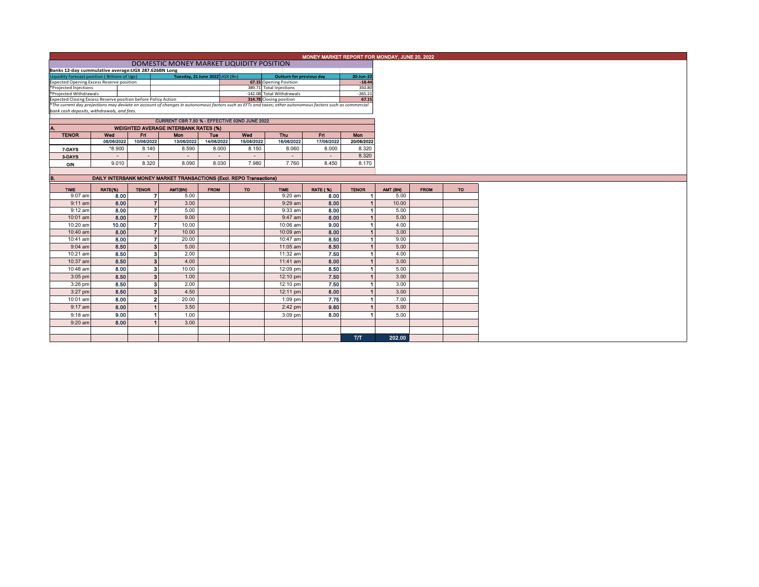# MONEY MARKET REPORT FOR MONDAY, JUNE 20, 2022

## DOMESTIC MONEY MARKET LIQUIDITY POSITION

**Banks 12-day cummulative average:UGX 287.626BN Long**

| Liquidity forecast position ( Billions of Ugx) | Tuesday, 21 June 2022 UGX (Bn) | Outturn for previous day | 20-Jun-22 |
|---|---|---|---|
| Expected Opening Excess Reserve position | 67.15 | Opening Position | -18.44 |
| *Projected Injections | 389.71 | Total Injections | 350.80 |
| *Projected Withdrawals | -142.08 | Total Withdrawals | -265.21 |
| Expected Closing Excess Reserve position before Policy Action | 314.78 | Closing position | 67.15 |

*The current day projections may deviate on account of changes in autonomous factors such as EFTs and taxes; other autonomous factors such as commercial bank cash deposits, withdrawals, and fees.*

**CURRENT CBR 7.50 % - EFFECTIVE 02ND JUNE 2022**

### A. WEIGHTED AVERAGE INTERBANK RATES (%)

| TENOR | Wed 08/06/2022 | Fri 10/06/2022 | Mon 13/06/2022 | Tue 14/06/2022 | Wed 15/06/2022 | Thu 16/06/2022 | Fri 17/06/2022 | Mon 20/06/2022 |
|---|---|---|---|---|---|---|---|---|
| 7-DAYS | *8.900 | 8.140 | 8.590 | 8.000 | 8.150 | 8.060 | 8.000 | 8.320 |
| 3-DAYS | - | - | - | - | - | - | - | 8.320 |
| O/N | 9.010 | 8.320 | 8.090 | 8.030 | 7.980 | 7.760 | 8.450 | 8.170 |

### B. DAILY INTERBANK MONEY MARKET TRANSACTIONS (Excl. REPO Transactions)

| TIME | RATE(%) | TENOR | AMT(BN) | FROM | TO | TIME | RATE (%) | TENOR | AMT (BN) | FROM | TO |
|---|---|---|---|---|---|---|---|---|---|---|---|
| 9:07 am | 8.00 | 7 | 5.00 | | | 9:20 am | 8.00 | 1 | 5.00 | | |
| 9:11 am | 8.00 | 7 | 3.00 | | | 9:29 am | 8.00 | 1 | 10.00 | | |
| 9:12 am | 8.00 | 7 | 5.00 | | | 9:33 am | 8.00 | 1 | 5.00 | | |
| 10:01 am | 8.00 | 7 | 9.00 | | | 9:47 am | 8.00 | 1 | 5.00 | | |
| 10:20 am | 10.00 | 7 | 10.00 | | | 10:06 am | 9.00 | 1 | 4.00 | | |
| 10:40 am | 8.00 | 7 | 10.00 | | | 10:09 am | 8.00 | 1 | 3.00 | | |
| 10:41 am | 8.00 | 7 | 20.00 | | | 10:47 am | 8.50 | 1 | 9.00 | | |
| 9:04 am | 8.50 | 3 | 5.00 | | | 11:05 am | 8.50 | 1 | 5.00 | | |
| 10:21 am | 8.50 | 3 | 2.00 | | | 11:32 am | 7.50 | 1 | 4.00 | | |
| 10:37 am | 8.50 | 3 | 4.00 | | | 11:41 am | 8.00 | 1 | 3.00 | | |
| 10:48 am | 8.00 | 3 | 10.00 | | | 12:09 pm | 8.50 | 1 | 5.00 | | |
| 3:05 pm | 8.50 | 3 | 1.00 | | | 12:10 pm | 7.50 | 1 | 3.00 | | |
| 3:26 pm | 8.50 | 3 | 2.00 | | | 12:10 pm | 7.50 | 1 | 3.00 | | |
| 3:27 pm | 8.50 | 3 | 4.50 | | | 12:11 pm | 8.00 | 1 | 3.00 | | |
| 10:01 am | 8.00 | 2 | 20.00 | | | 1:09 pm | 7.75 | 1 | 7.00 | | |
| 9:17 am | 8.00 | 1 | 3.50 | | | 2:42 pm | 9.60 | 1 | 5.00 | | |
| 9:18 am | 9.00 | 1 | 1.00 | | | 3:09 pm | 8.00 | 1 | 5.00 | | |
| 9:20 am | 8.00 | 1 | 3.00 | | | | | | | | |
| | | | | | | | | | | | |
| | | | | | | | | T/T | 202.00 | | |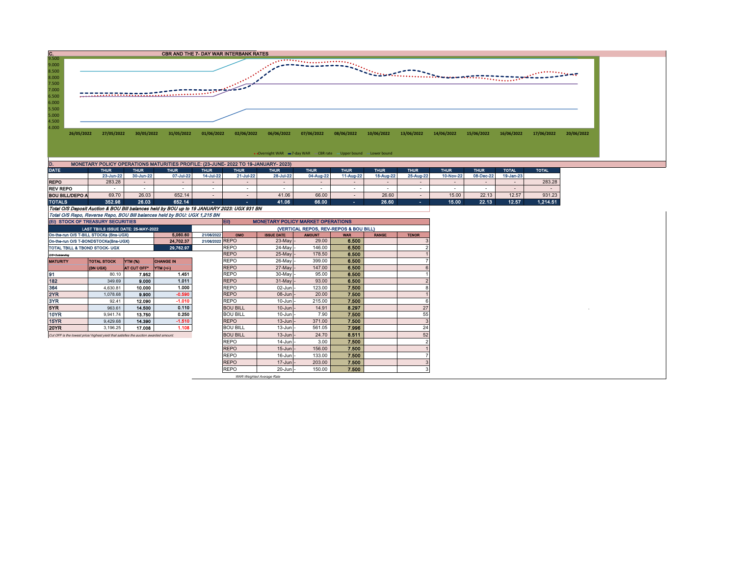## C. CBR AND THE 7- DAY WAR INTERBANK RATES

Y-axis: 4.000, 4.500, 5.000, 5.500, 6.000, 6.500, 7.000, 7.500, 8.000, 8.500, 9.000, 9.500

X-axis: 26/05/2022, 27/05/2022, 30/05/2022, 31/05/2022, 01/06/2022, 02/06/2022, 06/06/2022, 07/06/2022, 08/06/2022, 10/06/2022, 13/06/2022, 14/06/2022, 15/06/2022, 16/06/2022, 17/06/2022, 20/06/2022

Legend: Overnight WAR, 7-day WAR, CBR rate, Upper bound, Lower bound

## D. MONETARY POLICY OPERATIONS MATURITIES PROFILE: (23-JUNE- 2022 TO 19-JANUARY- 2023)

| DATE | THUR | THUR | THUR | THUR | THUR | THUR | THUR | THUR | THUR | THUR | THUR | THUR | TOTAL | TOTAL |
|---|---|---|---|---|---|---|---|---|---|---|---|---|---|---|
| | 23-Jun-22 | 30-Jun-22 | 07-Jul-22 | 14-Jul-22 | 21-Jul-22 | 28-Jul-22 | 04-Aug-22 | 11-Aug-22 | 18-Aug-22 | 25-Aug-22 | 10-Nov-22 | 08-Dec-22 | 19-Jan-23 | |
| REPO | 283.28 | - | - | - | - | - | - | - | - | - | - | - | - | 283.28 |
| REV REPO | - | - | - | - | - | - | - | - | - | - | - | - | - | - |
| BOU BILL/DEPO A | 69.70 | 26.03 | 652.14 | - | - | 41.06 | 66.00 | - | 26.60 | - | 15.00 | 22.13 | 12.57 | 931.23 |
| TOTALS | 352.98 | 26.03 | 652.14 | - | - | 41.06 | 66.00 | - | 26.60 | - | 15.00 | 22.13 | 12.57 | 1,214.51 |

*Total O/S Deposit Auction & BOU Bill balances held by BOU up to 19 JANUARY 2023: UGX 931 BN*

*Total O/S Repo, Reverse Repo, BOU Bill balances held by BOU: UGX 1,215 BN*

## (EI) STOCK OF TREASURY SECURITIES

| LAST TBIILS ISSUE DATE: 25-MAY-2022 | | |
|---|---|---|
| On-the-run O/S T-BILL STOCKs (Bns-UGX) | 5,060.60 | 21/06/2022 |
| On-the-run O/S T-BONDSTOCKs(Bns-UGX) | 24,702.37 | 21/06/2022 |
| TOTAL TBILL & TBOND STOCK- UGX | 29,762.97 | |

O/S=Outstanding

| MATURITY | TOTAL STOCK (BN UGX) | YTM (%) AT CUT OFF* | CHANGE IN YTM (+/-) |
|---|---|---|---|
| 91 | 80.10 | 7.952 | 1.451 |
| 182 | 349.69 | 9.000 | 1.011 |
| 364 | 4,630.81 | 10.000 | 1.000 |
| 2YR | 1,078.68 | 9.900 | -0.590 |
| 3YR | 92.41 | 12.090 | -1.010 |
| 5YR | 963.61 | 14.500 | 0.110 |
| 10YR | 9,941.74 | 13.750 | 0.250 |
| 15YR | 9,429.68 | 14.390 | -1.510 |
| 20YR | 3,196.25 | 17.008 | 1.108 |

*Cut OFF is the lowest price/ highest yield that satisfies the auction awarded amount.*

## Eii) MONETARY POLICY MARKET OPERATIONS

(VERTICAL REPOS, REV-REPOS & BOU BILL)

| OMO | ISSUE DATE | AMOUNT | WAR | RANGE | TENOR |
|---|---|---|---|---|---|
| REPO | 23-May | 29.00 | 6.500 | | 3 |
| REPO | 24-May | 146.00 | 6.500 | | 2 |
| REPO | 25-May | 178.50 | 6.500 | | 1 |
| REPO | 26-May | 399.00 | 6.500 | | 7 |
| REPO | 27-May | 147.00 | 6.500 | | 6 |
| REPO | 30-May | 95.00 | 6.500 | | 1 |
| REPO | 31-May | 93.00 | 6.500 | | 2 |
| REPO | 02-Jun | 123.00 | 7.500 | | 8 |
| REPO | 08-Jun | 20.00 | 7.500 | | 1 |
| REPO | 10-Jun | 215.00 | 7.500 | | 6 |
| BOU BILL | 10-Jun | 14.91 | 8.297 | | 27 |
| BOU BILL | 10-Jun | 7.90 | 7.500 | | 55 |
| REPO | 13-Jun | 371.00 | 7.500 | | 3 |
| BOU BILL | 13-Jun | 561.05 | 7.996 | | 24 |
| BOU BILL | 13-Jun | 24.70 | 8.511 | | 52 |
| REPO | 14-Jun | 3.00 | 7.500 | | 2 |
| REPO | 15-Jun | 156.00 | 7.500 | | 1 |
| REPO | 16-Jun | 133.00 | 7.500 | | 7 |
| REPO | 17-Jun | 203.00 | 7.500 | | 3 |
| REPO | 20-Jun | 150.00 | 7.500 | | 3 |

*WAR-Weighted Average Rate*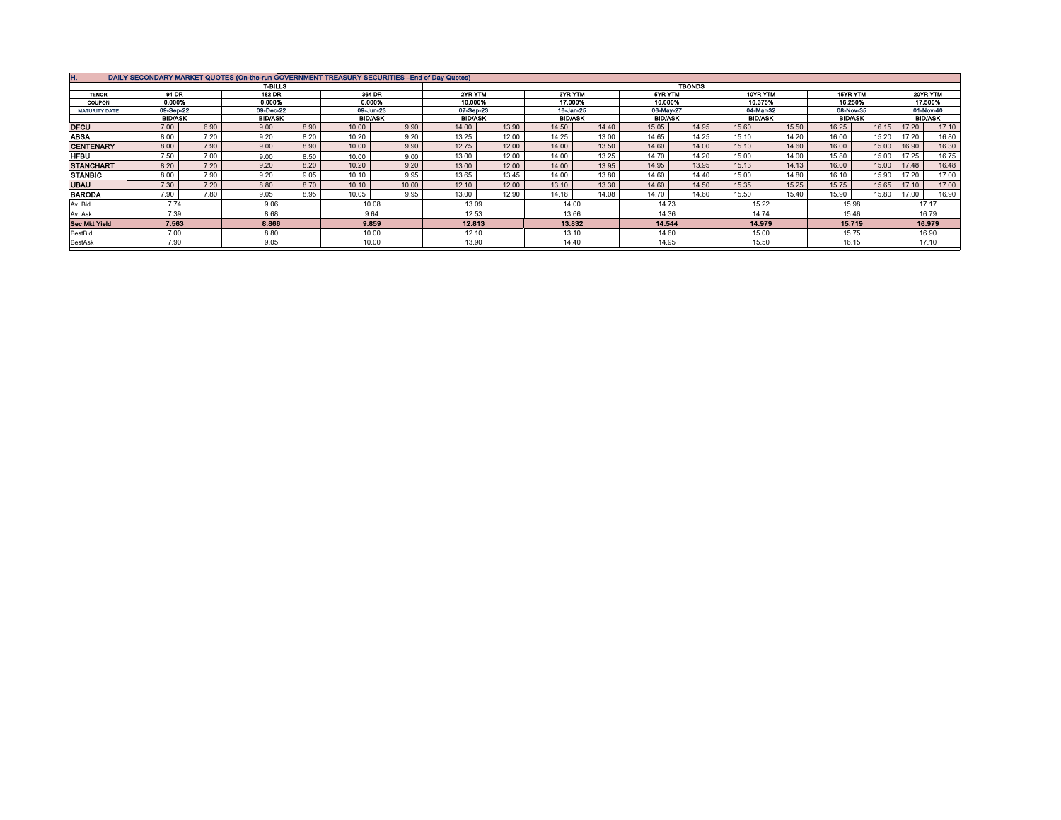| H. | DAILY SECONDARY MARKET QUOTES (On-the-run GOVERNMENT TREASURY SECURITIES –End of Day Quotes) | | | | | | | | | | | | | | | | | |
|---|---|---|---|---|---|---|---|---|---|---|---|---|---|---|---|---|---|---|
| | T-BILLS | | | | | | TBONDS | | | | | | | | | | | |
| TENOR | 91 DR | | 182 DR | | 364 DR | | 2YR YTM | | 3YR YTM | | 5YR YTM | | 10YR YTM | | 15YR YTM | | 20YR YTM | |
| COUPON | 0.000% | | 0.000% | | 0.000% | | 10.000% | | 17.000% | | 16.000% | | 16.375% | | 16.250% | | 17.500% | |
| MATURITY DATE | 09-Sep-22 | | 09-Dec-22 | | 09-Jun-23 | | 07-Sep-23 | | 16-Jan-25 | | 08-May-27 | | 04-Mar-32 | | 08-Nov-35 | | 01-Nov-40 | |
| | BID/ASK | | BID/ASK | | BID/ASK | | BID/ASK | | BID/ASK | | BID/ASK | | BID/ASK | | BID/ASK | | BID/ASK | |
| DFCU | 7.00 | 6.90 | 9.00 | 8.90 | 10.00 | 9.90 | 14.00 | 13.90 | 14.50 | 14.40 | 15.05 | 14.95 | 15.60 | 15.50 | 16.25 | 16.15 | 17.20 | 17.10 |
| ABSA | 8.00 | 7.20 | 9.20 | 8.20 | 10.20 | 9.20 | 13.25 | 12.00 | 14.25 | 13.00 | 14.65 | 14.25 | 15.10 | 14.20 | 16.00 | 15.20 | 17.20 | 16.80 |
| CENTENARY | 8.00 | 7.90 | 9.00 | 8.90 | 10.00 | 9.90 | 12.75 | 12.00 | 14.00 | 13.50 | 14.60 | 14.00 | 15.10 | 14.60 | 16.00 | 15.00 | 16.90 | 16.30 |
| HFBU | 7.50 | 7.00 | 9.00 | 8.50 | 10.00 | 9.00 | 13.00 | 12.00 | 14.00 | 13.25 | 14.70 | 14.20 | 15.00 | 14.00 | 15.80 | 15.00 | 17.25 | 16.75 |
| STANCHART | 8.20 | 7.20 | 9.20 | 8.20 | 10.20 | 9.20 | 13.00 | 12.00 | 14.00 | 13.95 | 14.95 | 13.95 | 15.13 | 14.13 | 16.00 | 15.00 | 17.48 | 16.48 |
| STANBIC | 8.00 | 7.90 | 9.20 | 9.05 | 10.10 | 9.95 | 13.65 | 13.45 | 14.00 | 13.80 | 14.60 | 14.40 | 15.00 | 14.80 | 16.10 | 15.90 | 17.20 | 17.00 |
| UBAU | 7.30 | 7.20 | 8.80 | 8.70 | 10.10 | 10.00 | 12.10 | 12.00 | 13.10 | 13.30 | 14.60 | 14.50 | 15.35 | 15.25 | 15.75 | 15.65 | 17.10 | 17.00 |
| BARODA | 7.90 | 7.80 | 9.05 | 8.95 | 10.05 | 9.95 | 13.00 | 12.90 | 14.18 | 14.08 | 14.70 | 14.60 | 15.50 | 15.40 | 15.90 | 15.80 | 17.00 | 16.90 |
| Av. Bid | 7.74 | | 9.06 | | 10.08 | | 13.09 | | 14.00 | | 14.73 | | 15.22 | | 15.98 | | 17.17 | |
| Av. Ask | 7.39 | | 8.68 | | 9.64 | | 12.53 | | 13.66 | | 14.36 | | 14.74 | | 15.46 | | 16.79 | |
| **Sec Mkt Yield** | **7.563** | | **8.866** | | **9.859** | | **12.813** | | **13.832** | | **14.544** | | **14.979** | | **15.719** | | **16.979** | |
| BestBid | 7.00 | | 8.80 | | 10.00 | | 12.10 | | 13.10 | | 14.60 | | 15.00 | | 15.75 | | 16.90 | |
| BestAsk | 7.90 | | 9.05 | | 10.00 | | 13.90 | | 14.40 | | 14.95 | | 15.50 | | 16.15 | | 17.10 | |